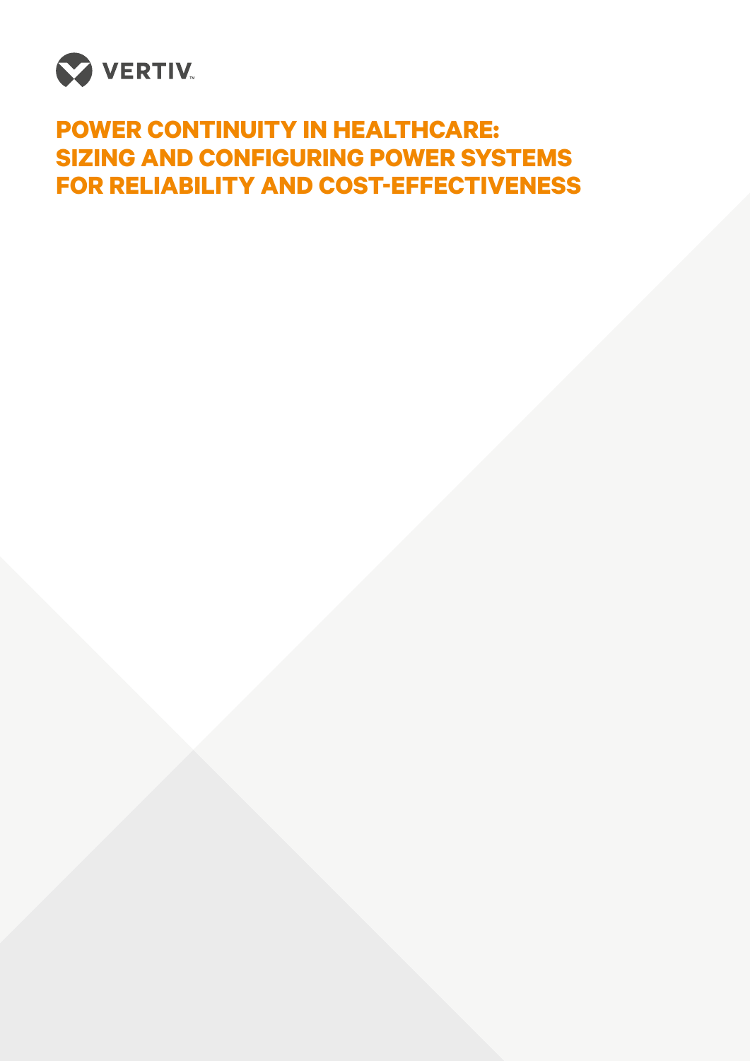VERTIV

# POWER CONTINUITY IN HEALTHCARE: SIZING AND CONFIGURING POWER SYSTEMS FOR RELIABILITY AND COST-EFFECTIVENESS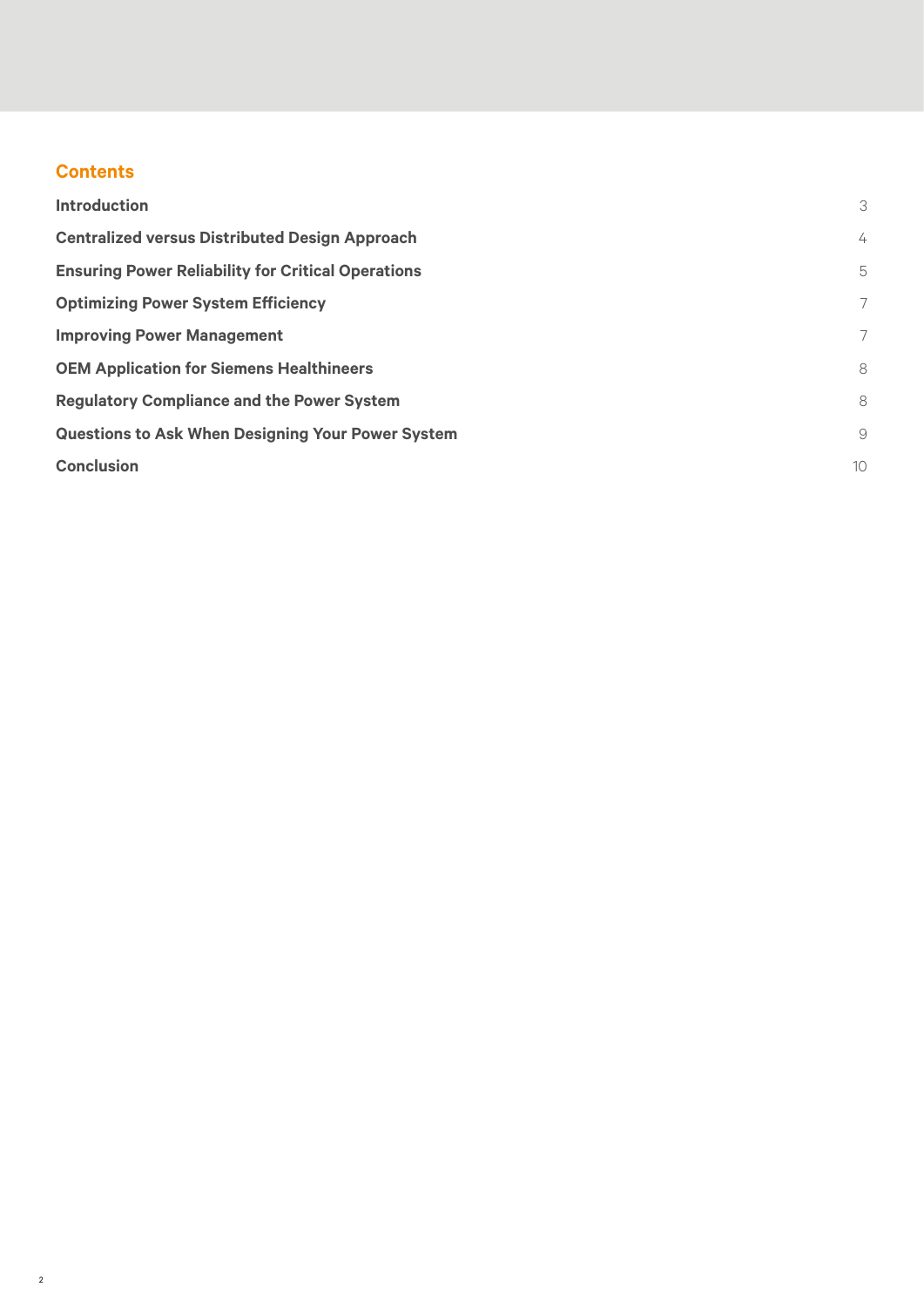## Contents

| | |
|---|---|
| **Introduction** | 3 |
| **Centralized versus Distributed Design Approach** | 4 |
| **Ensuring Power Reliability for Critical Operations** | 5 |
| **Optimizing Power System Efficiency** | 7 |
| **Improving Power Management** | 7 |
| **OEM Application for Siemens Healthineers** | 8 |
| **Regulatory Compliance and the Power System** | 8 |
| **Questions to Ask When Designing Your Power System** | 9 |
| **Conclusion** | 10 |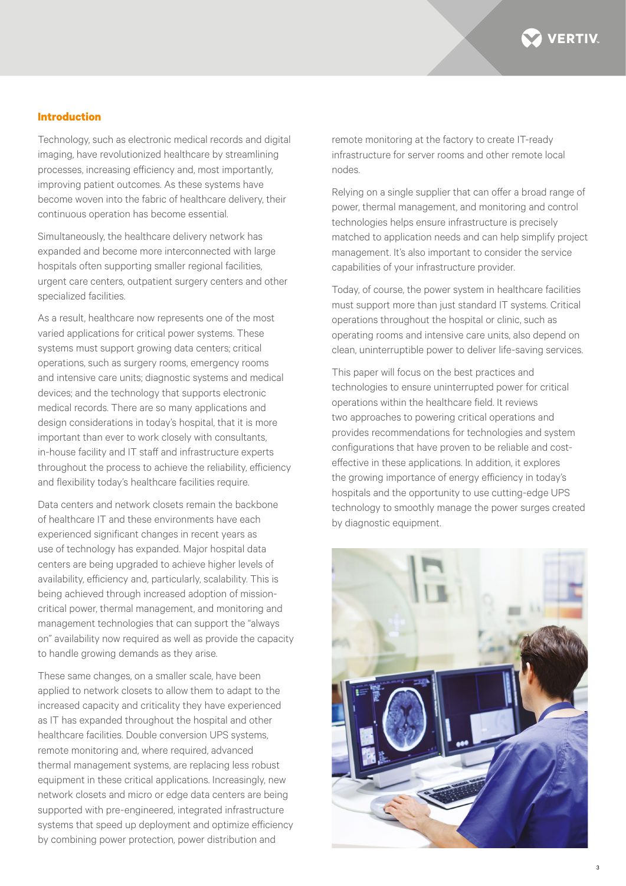## Introduction

Technology, such as electronic medical records and digital imaging, have revolutionized healthcare by streamlining processes, increasing efficiency and, most importantly, improving patient outcomes. As these systems have become woven into the fabric of healthcare delivery, their continuous operation has become essential.

Simultaneously, the healthcare delivery network has expanded and become more interconnected with large hospitals often supporting smaller regional facilities, urgent care centers, outpatient surgery centers and other specialized facilities.

As a result, healthcare now represents one of the most varied applications for critical power systems. These systems must support growing data centers; critical operations, such as surgery rooms, emergency rooms and intensive care units; diagnostic systems and medical devices; and the technology that supports electronic medical records. There are so many applications and design considerations in today's hospital, that it is more important than ever to work closely with consultants, in-house facility and IT staff and infrastructure experts throughout the process to achieve the reliability, efficiency and flexibility today's healthcare facilities require.

Data centers and network closets remain the backbone of healthcare IT and these environments have each experienced significant changes in recent years as use of technology has expanded. Major hospital data centers are being upgraded to achieve higher levels of availability, efficiency and, particularly, scalability. This is being achieved through increased adoption of mission-critical power, thermal management, and monitoring and management technologies that can support the "always on" availability now required as well as provide the capacity to handle growing demands as they arise.

These same changes, on a smaller scale, have been applied to network closets to allow them to adapt to the increased capacity and criticality they have experienced as IT has expanded throughout the hospital and other healthcare facilities. Double conversion UPS systems, remote monitoring and, where required, advanced thermal management systems, are replacing less robust equipment in these critical applications. Increasingly, new network closets and micro or edge data centers are being supported with pre-engineered, integrated infrastructure systems that speed up deployment and optimize efficiency by combining power protection, power distribution and remote monitoring at the factory to create IT-ready infrastructure for server rooms and other remote local nodes.

Relying on a single supplier that can offer a broad range of power, thermal management, and monitoring and control technologies helps ensure infrastructure is precisely matched to application needs and can help simplify project management. It's also important to consider the service capabilities of your infrastructure provider.

Today, of course, the power system in healthcare facilities must support more than just standard IT systems. Critical operations throughout the hospital or clinic, such as operating rooms and intensive care units, also depend on clean, uninterruptible power to deliver life-saving services.

This paper will focus on the best practices and technologies to ensure uninterrupted power for critical operations within the healthcare field. It reviews two approaches to powering critical operations and provides recommendations for technologies and system configurations that have proven to be reliable and cost-effective in these applications. In addition, it explores the growing importance of energy efficiency in today's hospitals and the opportunity to use cutting-edge UPS technology to smoothly manage the power surges created by diagnostic equipment.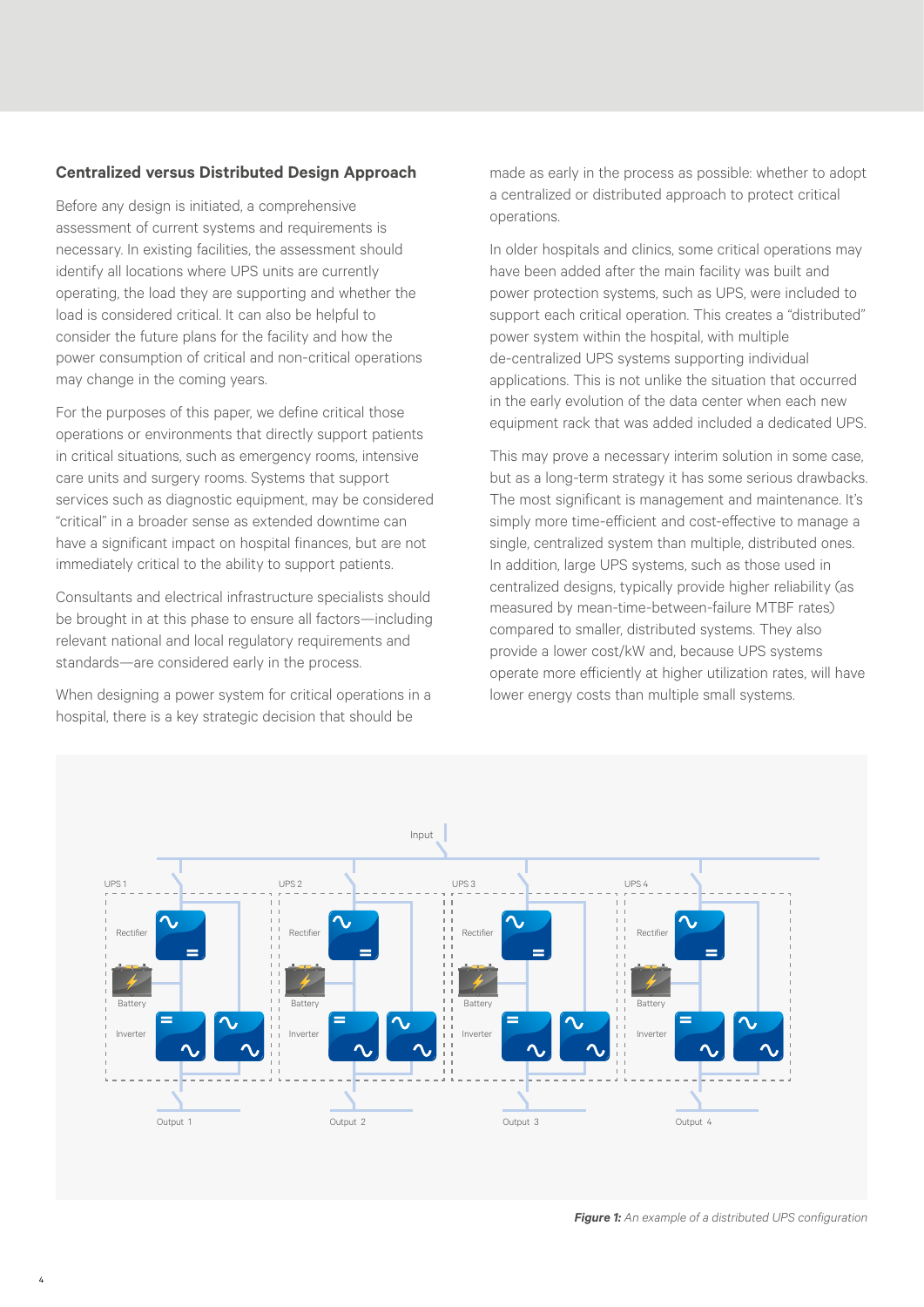## Centralized versus Distributed Design Approach

Before any design is initiated, a comprehensive assessment of current systems and requirements is necessary. In existing facilities, the assessment should identify all locations where UPS units are currently operating, the load they are supporting and whether the load is considered critical. It can also be helpful to consider the future plans for the facility and how the power consumption of critical and non-critical operations may change in the coming years.

For the purposes of this paper, we define critical those operations or environments that directly support patients in critical situations, such as emergency rooms, intensive care units and surgery rooms. Systems that support services such as diagnostic equipment, may be considered "critical" in a broader sense as extended downtime can have a significant impact on hospital finances, but are not immediately critical to the ability to support patients.

Consultants and electrical infrastructure specialists should be brought in at this phase to ensure all factors—including relevant national and local regulatory requirements and standards—are considered early in the process.

When designing a power system for critical operations in a hospital, there is a key strategic decision that should be made as early in the process as possible: whether to adopt a centralized or distributed approach to protect critical operations.

In older hospitals and clinics, some critical operations may have been added after the main facility was built and power protection systems, such as UPS, were included to support each critical operation. This creates a "distributed" power system within the hospital, with multiple de-centralized UPS systems supporting individual applications. This is not unlike the situation that occurred in the early evolution of the data center when each new equipment rack that was added included a dedicated UPS.

This may prove a necessary interim solution in some case, but as a long-term strategy it has some serious drawbacks. The most significant is management and maintenance. It's simply more time-efficient and cost-effective to manage a single, centralized system than multiple, distributed ones. In addition, large UPS systems, such as those used in centralized designs, typically provide higher reliability (as measured by mean-time-between-failure MTBF rates) compared to smaller, distributed systems. They also provide a lower cost/kW and, because UPS systems operate more efficiently at higher utilization rates, will have lower energy costs than multiple small systems.

***Figure 1:*** *An example of a distributed UPS configuration*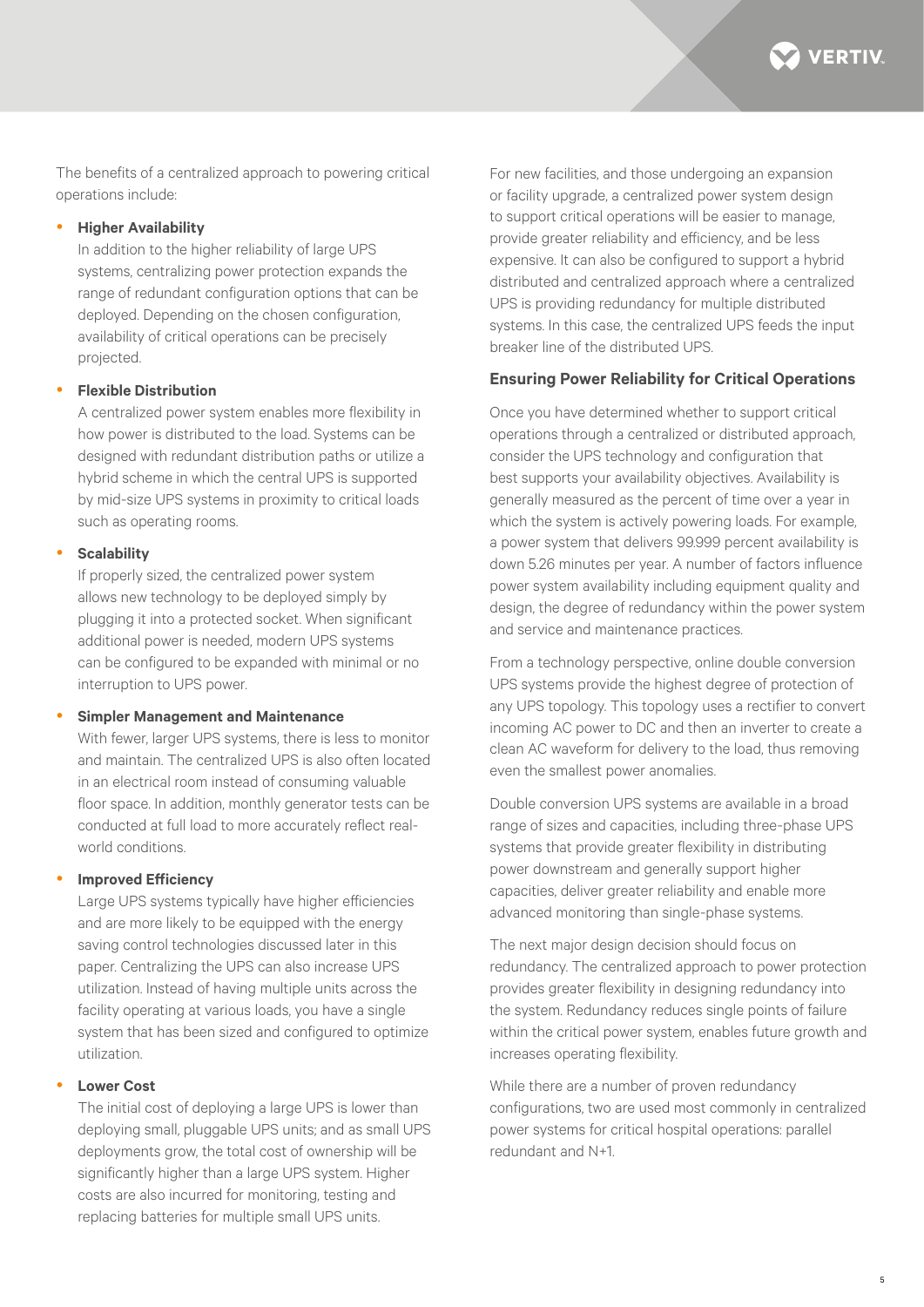The benefits of a centralized approach to powering critical operations include:

- **Higher Availability**
  In addition to the higher reliability of large UPS systems, centralizing power protection expands the range of redundant configuration options that can be deployed. Depending on the chosen configuration, availability of critical operations can be precisely projected.

- **Flexible Distribution**
  A centralized power system enables more flexibility in how power is distributed to the load. Systems can be designed with redundant distribution paths or utilize a hybrid scheme in which the central UPS is supported by mid-size UPS systems in proximity to critical loads such as operating rooms.

- **Scalability**
  If properly sized, the centralized power system allows new technology to be deployed simply by plugging it into a protected socket. When significant additional power is needed, modern UPS systems can be configured to be expanded with minimal or no interruption to UPS power.

- **Simpler Management and Maintenance**
  With fewer, larger UPS systems, there is less to monitor and maintain. The centralized UPS is also often located in an electrical room instead of consuming valuable floor space. In addition, monthly generator tests can be conducted at full load to more accurately reflect real-world conditions.

- **Improved Efficiency**
  Large UPS systems typically have higher efficiencies and are more likely to be equipped with the energy saving control technologies discussed later in this paper. Centralizing the UPS can also increase UPS utilization. Instead of having multiple units across the facility operating at various loads, you have a single system that has been sized and configured to optimize utilization.

- **Lower Cost**
  The initial cost of deploying a large UPS is lower than deploying small, pluggable UPS units; and as small UPS deployments grow, the total cost of ownership will be significantly higher than a large UPS system. Higher costs are also incurred for monitoring, testing and replacing batteries for multiple small UPS units.

For new facilities, and those undergoing an expansion or facility upgrade, a centralized power system design to support critical operations will be easier to manage, provide greater reliability and efficiency, and be less expensive. It can also be configured to support a hybrid distributed and centralized approach where a centralized UPS is providing redundancy for multiple distributed systems. In this case, the centralized UPS feeds the input breaker line of the distributed UPS.

### Ensuring Power Reliability for Critical Operations

Once you have determined whether to support critical operations through a centralized or distributed approach, consider the UPS technology and configuration that best supports your availability objectives. Availability is generally measured as the percent of time over a year in which the system is actively powering loads. For example, a power system that delivers 99.999 percent availability is down 5.26 minutes per year. A number of factors influence power system availability including equipment quality and design, the degree of redundancy within the power system and service and maintenance practices.

From a technology perspective, online double conversion UPS systems provide the highest degree of protection of any UPS topology. This topology uses a rectifier to convert incoming AC power to DC and then an inverter to create a clean AC waveform for delivery to the load, thus removing even the smallest power anomalies.

Double conversion UPS systems are available in a broad range of sizes and capacities, including three-phase UPS systems that provide greater flexibility in distributing power downstream and generally support higher capacities, deliver greater reliability and enable more advanced monitoring than single-phase systems.

The next major design decision should focus on redundancy. The centralized approach to power protection provides greater flexibility in designing redundancy into the system. Redundancy reduces single points of failure within the critical power system, enables future growth and increases operating flexibility.

While there are a number of proven redundancy configurations, two are used most commonly in centralized power systems for critical hospital operations: parallel redundant and N+1.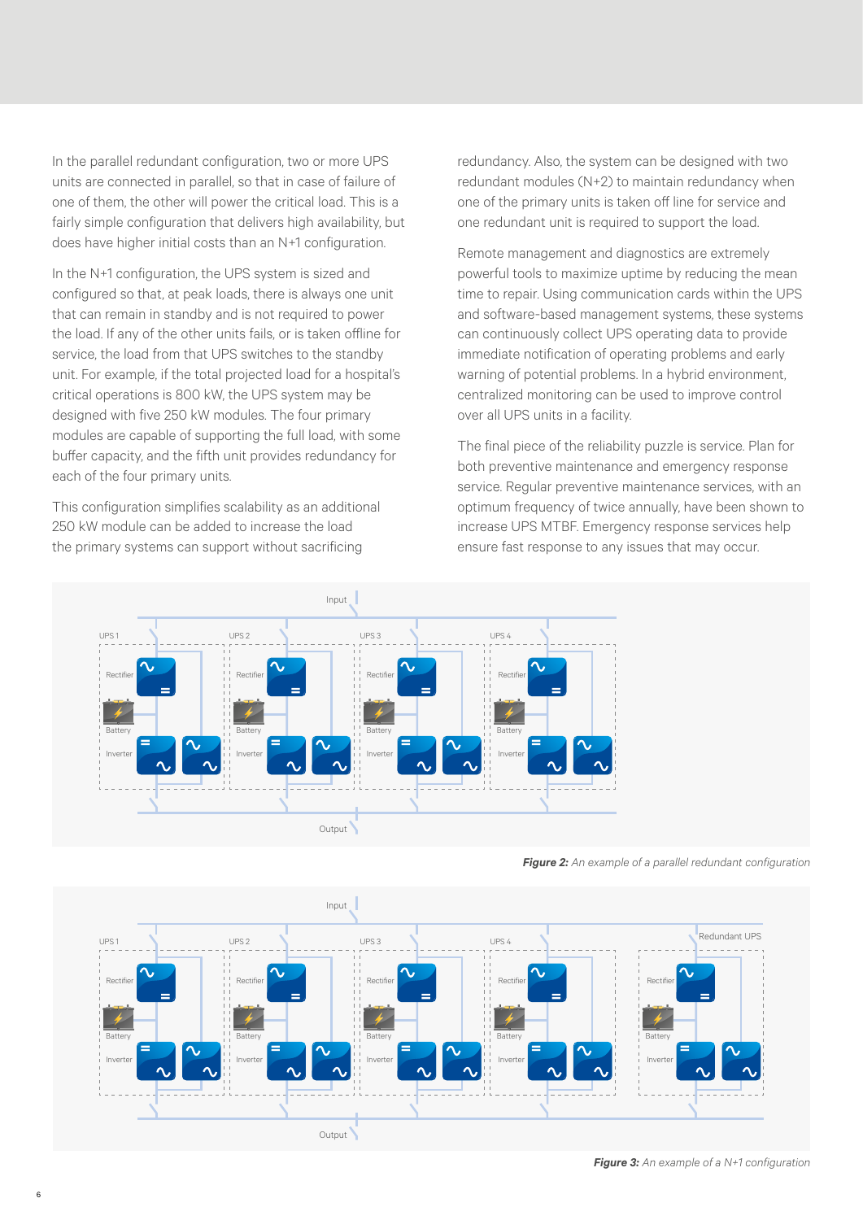In the parallel redundant configuration, two or more UPS units are connected in parallel, so that in case of failure of one of them, the other will power the critical load. This is a fairly simple configuration that delivers high availability, but does have higher initial costs than an N+1 configuration.

In the N+1 configuration, the UPS system is sized and configured so that, at peak loads, there is always one unit that can remain in standby and is not required to power the load. If any of the other units fails, or is taken offline for service, the load from that UPS switches to the standby unit. For example, if the total projected load for a hospital's critical operations is 800 kW, the UPS system may be designed with five 250 kW modules. The four primary modules are capable of supporting the full load, with some buffer capacity, and the fifth unit provides redundancy for each of the four primary units.

This configuration simplifies scalability as an additional 250 kW module can be added to increase the load the primary systems can support without sacrificing redundancy. Also, the system can be designed with two redundant modules (N+2) to maintain redundancy when one of the primary units is taken off line for service and one redundant unit is required to support the load.

Remote management and diagnostics are extremely powerful tools to maximize uptime by reducing the mean time to repair. Using communication cards within the UPS and software-based management systems, these systems can continuously collect UPS operating data to provide immediate notification of operating problems and early warning of potential problems. In a hybrid environment, centralized monitoring can be used to improve control over all UPS units in a facility.

The final piece of the reliability puzzle is service. Plan for both preventive maintenance and emergency response service. Regular preventive maintenance services, with an optimum frequency of twice annually, have been shown to increase UPS MTBF. Emergency response services help ensure fast response to any issues that may occur.

***Figure 2:*** *An example of a parallel redundant configuration*

***Figure 3:*** *An example of a N+1 configuration*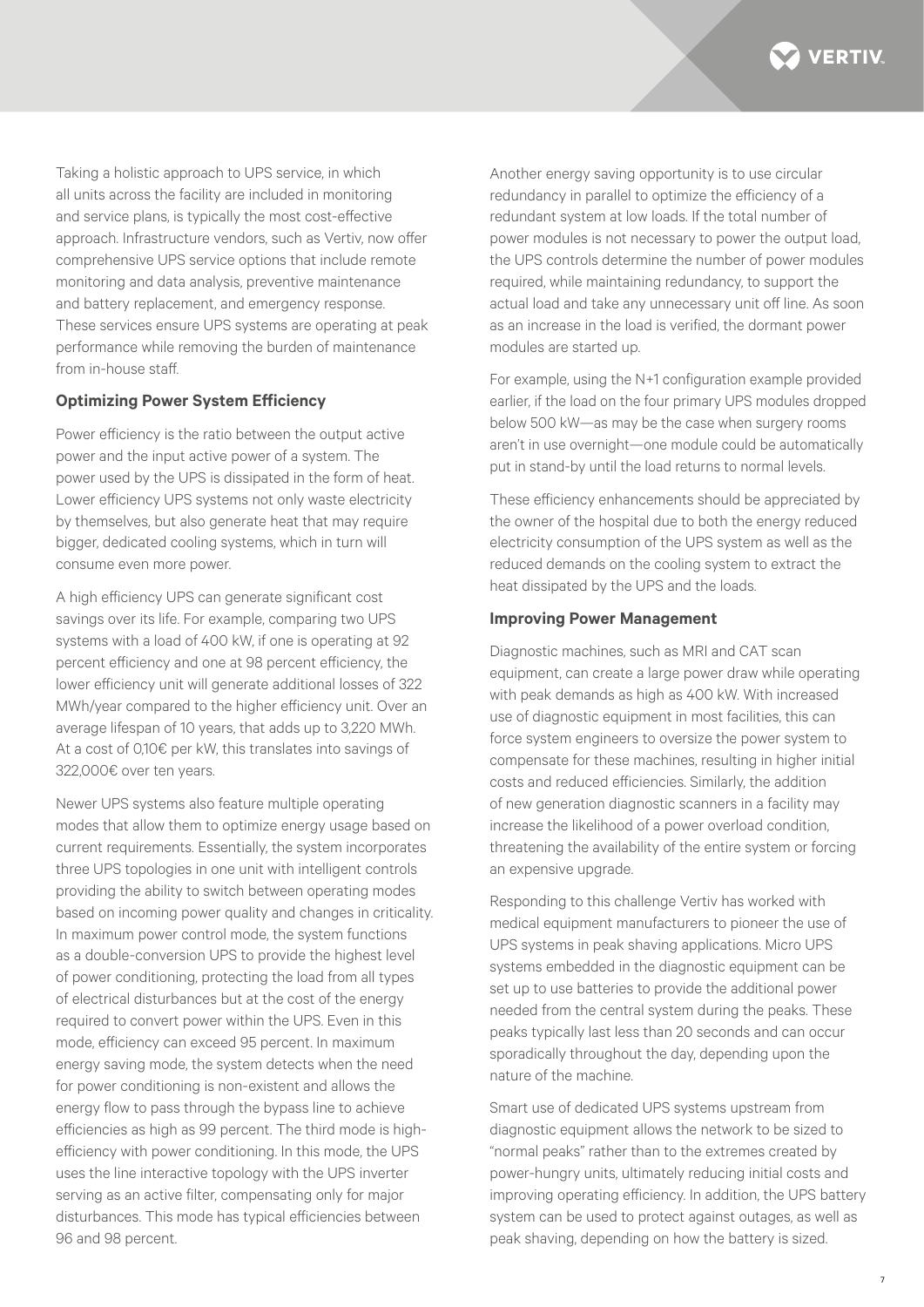Taking a holistic approach to UPS service, in which all units across the facility are included in monitoring and service plans, is typically the most cost-effective approach. Infrastructure vendors, such as Vertiv, now offer comprehensive UPS service options that include remote monitoring and data analysis, preventive maintenance and battery replacement, and emergency response. These services ensure UPS systems are operating at peak performance while removing the burden of maintenance from in-house staff.

### Optimizing Power System Efficiency

Power efficiency is the ratio between the output active power and the input active power of a system. The power used by the UPS is dissipated in the form of heat. Lower efficiency UPS systems not only waste electricity by themselves, but also generate heat that may require bigger, dedicated cooling systems, which in turn will consume even more power.

A high efficiency UPS can generate significant cost savings over its life. For example, comparing two UPS systems with a load of 400 kW, if one is operating at 92 percent efficiency and one at 98 percent efficiency, the lower efficiency unit will generate additional losses of 322 MWh/year compared to the higher efficiency unit. Over an average lifespan of 10 years, that adds up to 3,220 MWh. At a cost of 0,10€ per kW, this translates into savings of 322,000€ over ten years.

Newer UPS systems also feature multiple operating modes that allow them to optimize energy usage based on current requirements. Essentially, the system incorporates three UPS topologies in one unit with intelligent controls providing the ability to switch between operating modes based on incoming power quality and changes in criticality. In maximum power control mode, the system functions as a double-conversion UPS to provide the highest level of power conditioning, protecting the load from all types of electrical disturbances but at the cost of the energy required to convert power within the UPS. Even in this mode, efficiency can exceed 95 percent. In maximum energy saving mode, the system detects when the need for power conditioning is non-existent and allows the energy flow to pass through the bypass line to achieve efficiencies as high as 99 percent. The third mode is high-efficiency with power conditioning. In this mode, the UPS uses the line interactive topology with the UPS inverter serving as an active filter, compensating only for major disturbances. This mode has typical efficiencies between 96 and 98 percent.

Another energy saving opportunity is to use circular redundancy in parallel to optimize the efficiency of a redundant system at low loads. If the total number of power modules is not necessary to power the output load, the UPS controls determine the number of power modules required, while maintaining redundancy, to support the actual load and take any unnecessary unit off line. As soon as an increase in the load is verified, the dormant power modules are started up.

For example, using the N+1 configuration example provided earlier, if the load on the four primary UPS modules dropped below 500 kW—as may be the case when surgery rooms aren't in use overnight—one module could be automatically put in stand-by until the load returns to normal levels.

These efficiency enhancements should be appreciated by the owner of the hospital due to both the energy reduced electricity consumption of the UPS system as well as the reduced demands on the cooling system to extract the heat dissipated by the UPS and the loads.

### Improving Power Management

Diagnostic machines, such as MRI and CAT scan equipment, can create a large power draw while operating with peak demands as high as 400 kW. With increased use of diagnostic equipment in most facilities, this can force system engineers to oversize the power system to compensate for these machines, resulting in higher initial costs and reduced efficiencies. Similarly, the addition of new generation diagnostic scanners in a facility may increase the likelihood of a power overload condition, threatening the availability of the entire system or forcing an expensive upgrade.

Responding to this challenge Vertiv has worked with medical equipment manufacturers to pioneer the use of UPS systems in peak shaving applications. Micro UPS systems embedded in the diagnostic equipment can be set up to use batteries to provide the additional power needed from the central system during the peaks. These peaks typically last less than 20 seconds and can occur sporadically throughout the day, depending upon the nature of the machine.

Smart use of dedicated UPS systems upstream from diagnostic equipment allows the network to be sized to "normal peaks" rather than to the extremes created by power-hungry units, ultimately reducing initial costs and improving operating efficiency. In addition, the UPS battery system can be used to protect against outages, as well as peak shaving, depending on how the battery is sized.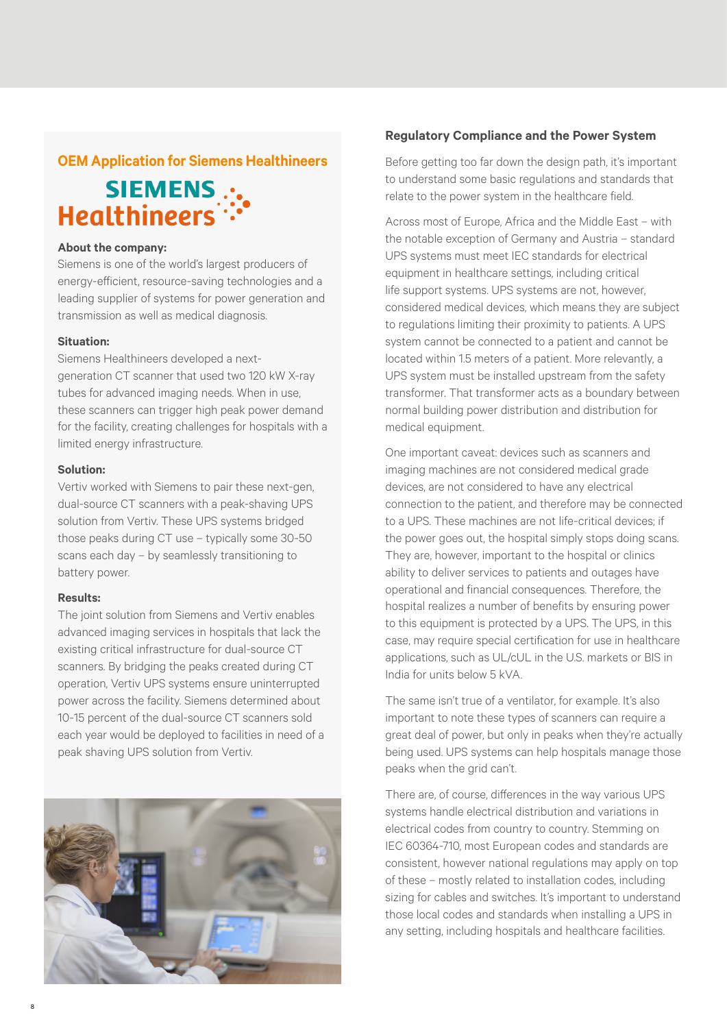## OEM Application for Siemens Healthineers

SIEMENS Healthineers

**About the company:**
Siemens is one of the world's largest producers of energy-efficient, resource-saving technologies and a leading supplier of systems for power generation and transmission as well as medical diagnosis.

**Situation:**
Siemens Healthineers developed a next-generation CT scanner that used two 120 kW X-ray tubes for advanced imaging needs. When in use, these scanners can trigger high peak power demand for the facility, creating challenges for hospitals with a limited energy infrastructure.

**Solution:**
Vertiv worked with Siemens to pair these next-gen, dual-source CT scanners with a peak-shaving UPS solution from Vertiv. These UPS systems bridged those peaks during CT use – typically some 30-50 scans each day – by seamlessly transitioning to battery power.

**Results:**
The joint solution from Siemens and Vertiv enables advanced imaging services in hospitals that lack the existing critical infrastructure for dual-source CT scanners. By bridging the peaks created during CT operation, Vertiv UPS systems ensure uninterrupted power across the facility. Siemens determined about 10-15 percent of the dual-source CT scanners sold each year would be deployed to facilities in need of a peak shaving UPS solution from Vertiv.

### Regulatory Compliance and the Power System

Before getting too far down the design path, it's important to understand some basic regulations and standards that relate to the power system in the healthcare field.

Across most of Europe, Africa and the Middle East – with the notable exception of Germany and Austria – standard UPS systems must meet IEC standards for electrical equipment in healthcare settings, including critical life support systems. UPS systems are not, however, considered medical devices, which means they are subject to regulations limiting their proximity to patients. A UPS system cannot be connected to a patient and cannot be located within 1.5 meters of a patient. More relevantly, a UPS system must be installed upstream from the safety transformer. That transformer acts as a boundary between normal building power distribution and distribution for medical equipment.

One important caveat: devices such as scanners and imaging machines are not considered medical grade devices, are not considered to have any electrical connection to the patient, and therefore may be connected to a UPS. These machines are not life-critical devices; if the power goes out, the hospital simply stops doing scans. They are, however, important to the hospital or clinics ability to deliver services to patients and outages have operational and financial consequences. Therefore, the hospital realizes a number of benefits by ensuring power to this equipment is protected by a UPS. The UPS, in this case, may require special certification for use in healthcare applications, such as UL/cUL in the U.S. markets or BIS in India for units below 5 kVA.

The same isn't true of a ventilator, for example. It's also important to note these types of scanners can require a great deal of power, but only in peaks when they're actually being used. UPS systems can help hospitals manage those peaks when the grid can't.

There are, of course, differences in the way various UPS systems handle electrical distribution and variations in electrical codes from country to country. Stemming on IEC 60364-710, most European codes and standards are consistent, however national regulations may apply on top of these – mostly related to installation codes, including sizing for cables and switches. It's important to understand those local codes and standards when installing a UPS in any setting, including hospitals and healthcare facilities.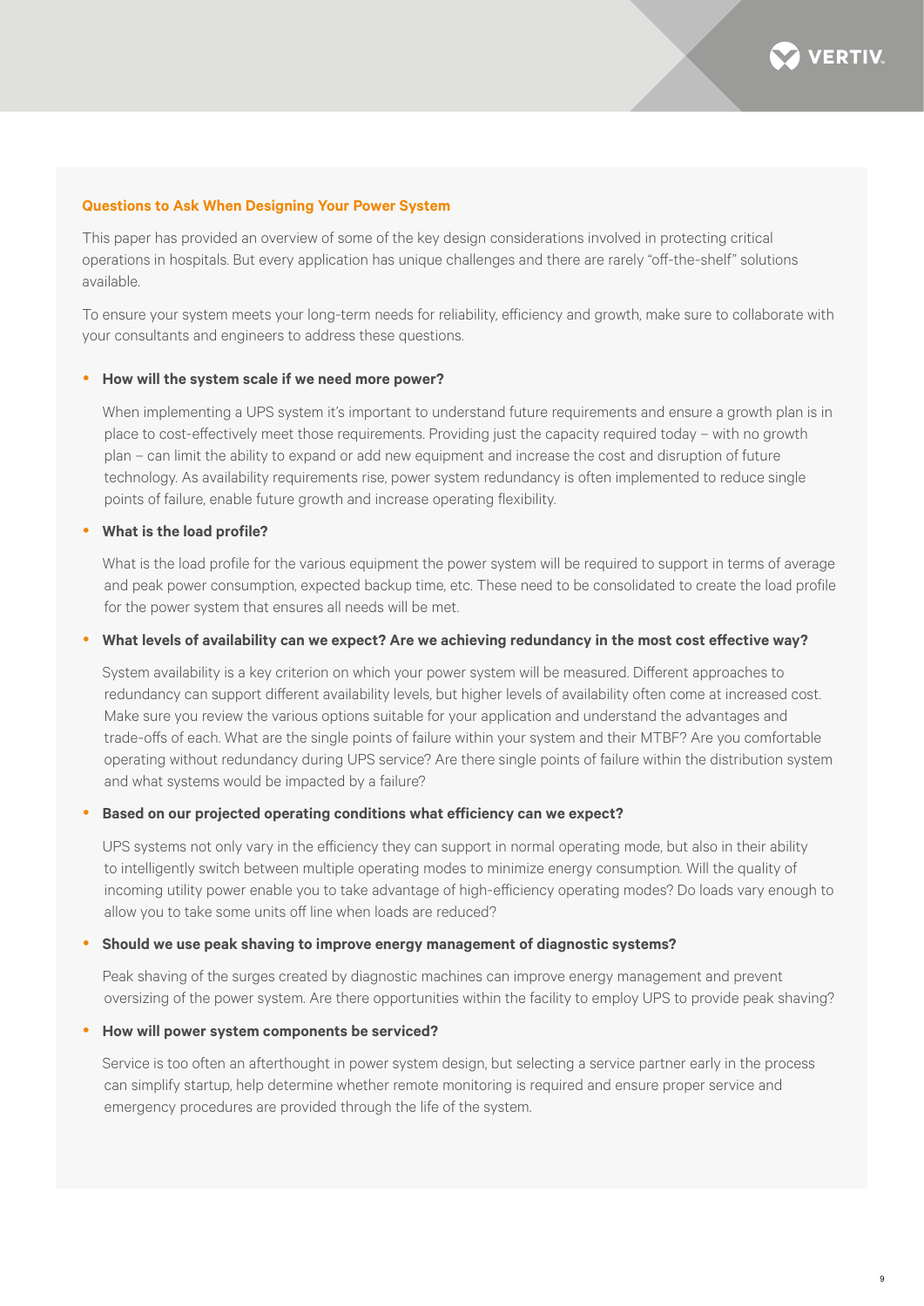## Questions to Ask When Designing Your Power System

This paper has provided an overview of some of the key design considerations involved in protecting critical operations in hospitals. But every application has unique challenges and there are rarely "off-the-shelf" solutions available.

To ensure your system meets your long-term needs for reliability, efficiency and growth, make sure to collaborate with your consultants and engineers to address these questions.

- **How will the system scale if we need more power?**

  When implementing a UPS system it's important to understand future requirements and ensure a growth plan is in place to cost-effectively meet those requirements. Providing just the capacity required today – with no growth plan – can limit the ability to expand or add new equipment and increase the cost and disruption of future technology. As availability requirements rise, power system redundancy is often implemented to reduce single points of failure, enable future growth and increase operating flexibility.

- **What is the load profile?**

  What is the load profile for the various equipment the power system will be required to support in terms of average and peak power consumption, expected backup time, etc. These need to be consolidated to create the load profile for the power system that ensures all needs will be met.

- **What levels of availability can we expect? Are we achieving redundancy in the most cost effective way?**

  System availability is a key criterion on which your power system will be measured. Different approaches to redundancy can support different availability levels, but higher levels of availability often come at increased cost. Make sure you review the various options suitable for your application and understand the advantages and trade-offs of each. What are the single points of failure within your system and their MTBF? Are you comfortable operating without redundancy during UPS service? Are there single points of failure within the distribution system and what systems would be impacted by a failure?

- **Based on our projected operating conditions what efficiency can we expect?**

  UPS systems not only vary in the efficiency they can support in normal operating mode, but also in their ability to intelligently switch between multiple operating modes to minimize energy consumption. Will the quality of incoming utility power enable you to take advantage of high-efficiency operating modes? Do loads vary enough to allow you to take some units off line when loads are reduced?

- **Should we use peak shaving to improve energy management of diagnostic systems?**

  Peak shaving of the surges created by diagnostic machines can improve energy management and prevent oversizing of the power system. Are there opportunities within the facility to employ UPS to provide peak shaving?

- **How will power system components be serviced?**

  Service is too often an afterthought in power system design, but selecting a service partner early in the process can simplify startup, help determine whether remote monitoring is required and ensure proper service and emergency procedures are provided through the life of the system.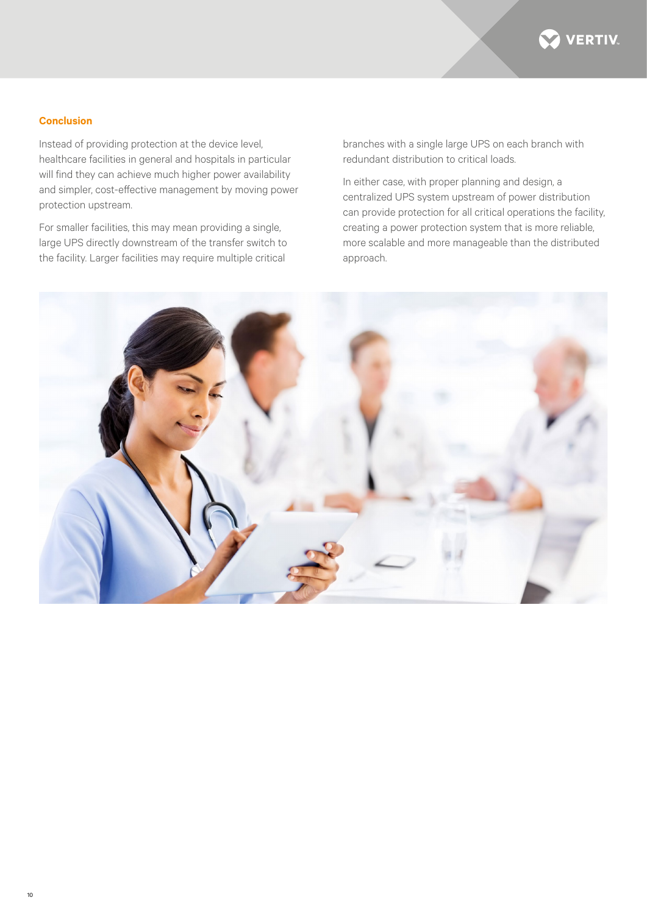## Conclusion

Instead of providing protection at the device level, healthcare facilities in general and hospitals in particular will find they can achieve much higher power availability and simpler, cost-effective management by moving power protection upstream.

For smaller facilities, this may mean providing a single, large UPS directly downstream of the transfer switch to the facility. Larger facilities may require multiple critical branches with a single large UPS on each branch with redundant distribution to critical loads.

In either case, with proper planning and design, a centralized UPS system upstream of power distribution can provide protection for all critical operations the facility, creating a power protection system that is more reliable, more scalable and more manageable than the distributed approach.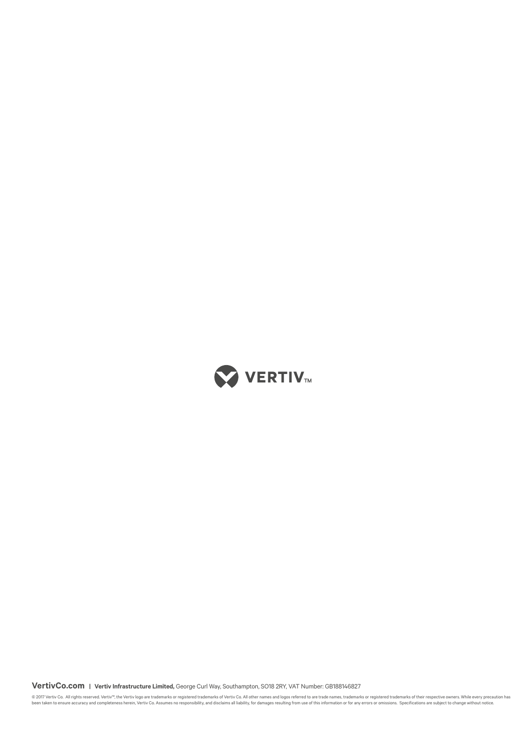VERTIV™

**VertivCo.com** | **Vertiv Infrastructure Limited,** George Curl Way, Southampton, SO18 2RY, VAT Number: GB188146827

© 2017 Vertiv Co. All rights reserved. Vertiv™, the Vertiv logo are trademarks or registered trademarks of Vertiv Co. All other names and logos referred to are trade names, trademarks or registered trademarks of their respective owners. While every precaution has been taken to ensure accuracy and completeness herein, Vertiv Co. Assumes no responsibility, and disclaims all liability, for damages resulting from use of this information or for any errors or omissions. Specifications are subject to change without notice.